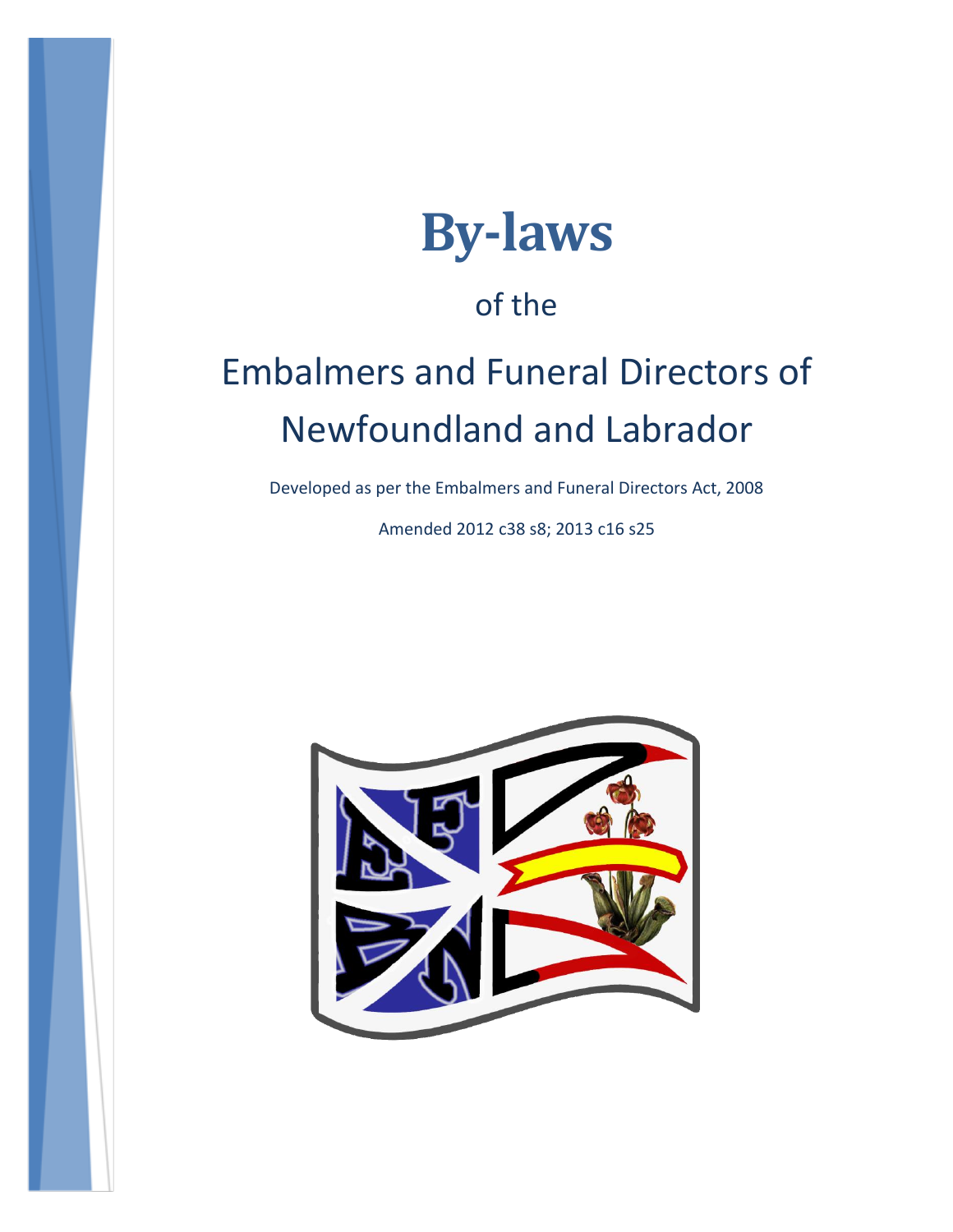# By-laws

of the

## Embalmers and Funeral Directors of Newfoundland and Labrador

Developed as per the Embalmers and Funeral Directors Act, 2008

Amended 2012 c38 s8; 2013 c16 s25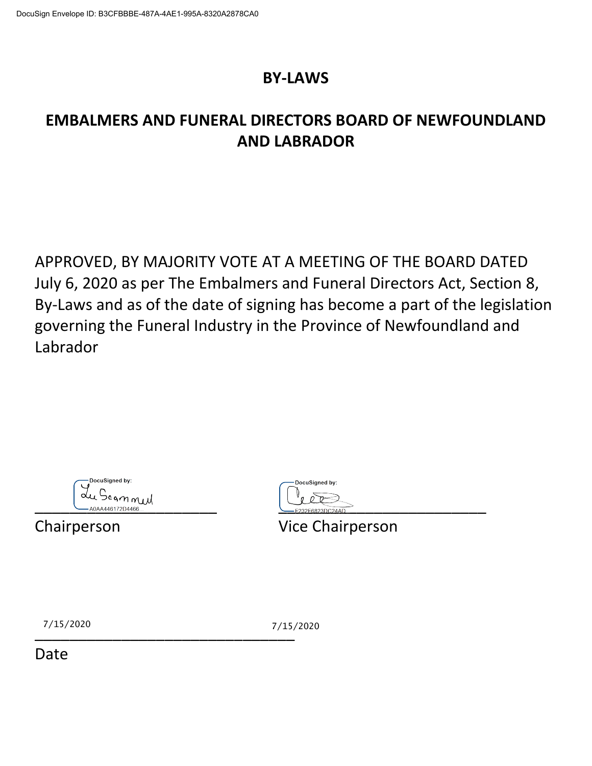DocuSign Envelope ID: B3CFBBBE-487A-4AE1-995A-8320A2878CA0

# BY-LAWS

# EMBALMERS AND FUNERAL DIRECTORS BOARD OF NEWFOUNDLAND AND LABRADOR

APPROVED, BY MAJORITY VOTE AT A MEETING OF THE BOARD DATED July 6, 2020 as per The Embalmers and Funeral Directors Act, Section 8, By-Laws and as of the date of signing has become a part of the legislation governing the Funeral Industry in the Province of Newfoundland and Labrador

DocuSigned by:
Lu Scammell
A0AA446172D4466
______________________________
Chairperson

DocuSigned by:
E232F6823DC24AD
______________________________
Vice Chairperson

7/15/2020 7/15/2020
______________________________
Date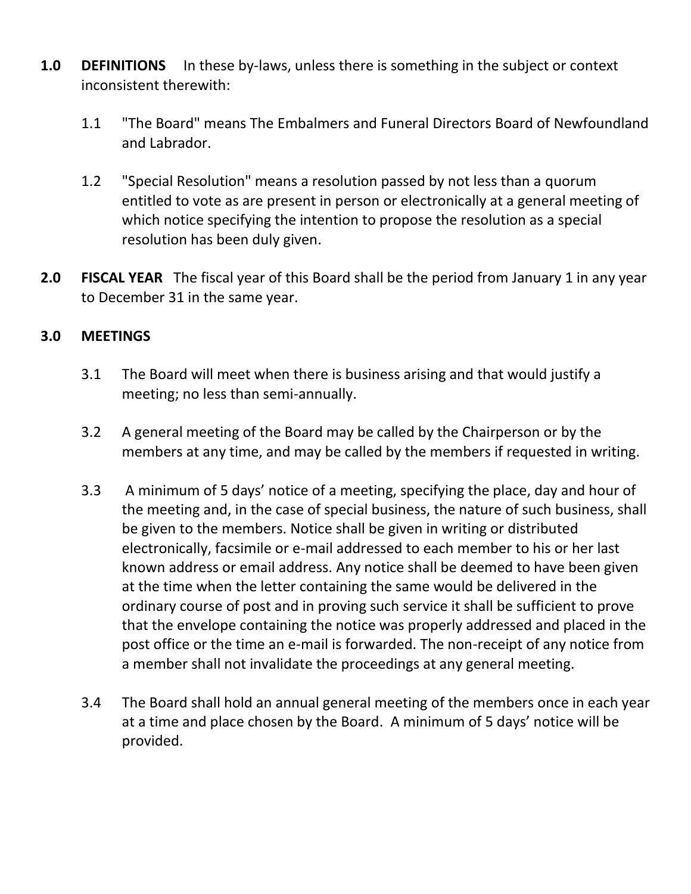**1.0 DEFINITIONS** In these by-laws, unless there is something in the subject or context inconsistent therewith:

1.1 "The Board" means The Embalmers and Funeral Directors Board of Newfoundland and Labrador.

1.2 "Special Resolution" means a resolution passed by not less than a quorum entitled to vote as are present in person or electronically at a general meeting of which notice specifying the intention to propose the resolution as a special resolution has been duly given.

**2.0 FISCAL YEAR** The fiscal year of this Board shall be the period from January 1 in any year to December 31 in the same year.

**3.0 MEETINGS**

3.1 The Board will meet when there is business arising and that would justify a meeting; no less than semi-annually.

3.2 A general meeting of the Board may be called by the Chairperson or by the members at any time, and may be called by the members if requested in writing.

3.3 A minimum of 5 days' notice of a meeting, specifying the place, day and hour of the meeting and, in the case of special business, the nature of such business, shall be given to the members. Notice shall be given in writing or distributed electronically, facsimile or e-mail addressed to each member to his or her last known address or email address. Any notice shall be deemed to have been given at the time when the letter containing the same would be delivered in the ordinary course of post and in proving such service it shall be sufficient to prove that the envelope containing the notice was properly addressed and placed in the post office or the time an e-mail is forwarded. The non-receipt of any notice from a member shall not invalidate the proceedings at any general meeting.

3.4 The Board shall hold an annual general meeting of the members once in each year at a time and place chosen by the Board. A minimum of 5 days' notice will be provided.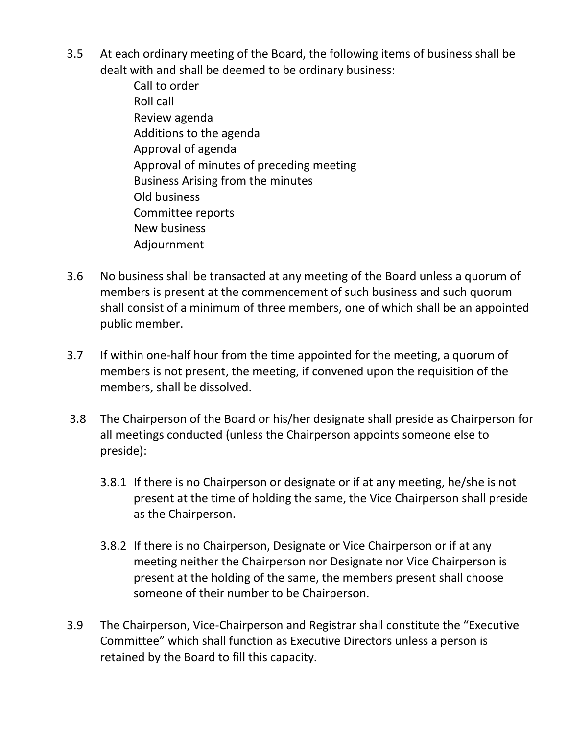3.5 At each ordinary meeting of the Board, the following items of business shall be dealt with and shall be deemed to be ordinary business:

  - Call to order
  - Roll call
  - Review agenda
  - Additions to the agenda
  - Approval of agenda
  - Approval of minutes of preceding meeting
  - Business Arising from the minutes
  - Old business
  - Committee reports
  - New business
  - Adjournment

3.6 No business shall be transacted at any meeting of the Board unless a quorum of members is present at the commencement of such business and such quorum shall consist of a minimum of three members, one of which shall be an appointed public member.

3.7 If within one-half hour from the time appointed for the meeting, a quorum of members is not present, the meeting, if convened upon the requisition of the members, shall be dissolved.

3.8 The Chairperson of the Board or his/her designate shall preside as Chairperson for all meetings conducted (unless the Chairperson appoints someone else to preside):

  3.8.1 If there is no Chairperson or designate or if at any meeting, he/she is not present at the time of holding the same, the Vice Chairperson shall preside as the Chairperson.

  3.8.2 If there is no Chairperson, Designate or Vice Chairperson or if at any meeting neither the Chairperson nor Designate nor Vice Chairperson is present at the holding of the same, the members present shall choose someone of their number to be Chairperson.

3.9 The Chairperson, Vice-Chairperson and Registrar shall constitute the "Executive Committee" which shall function as Executive Directors unless a person is retained by the Board to fill this capacity.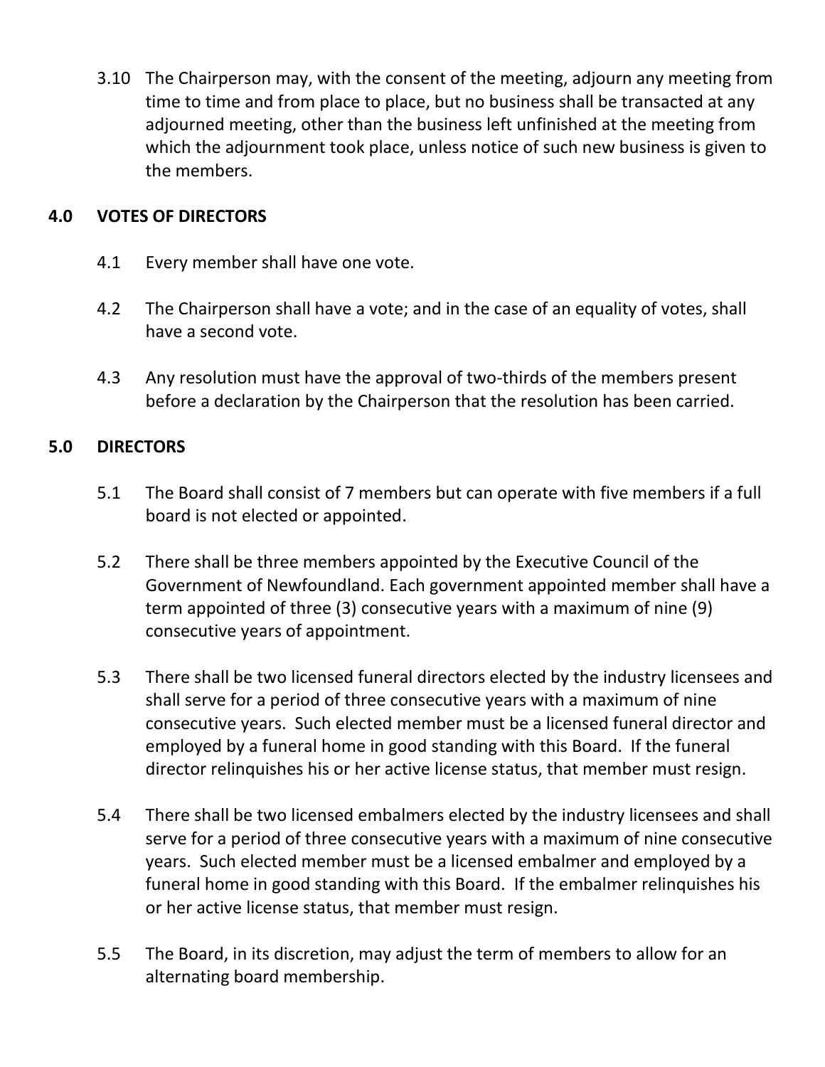3.10 The Chairperson may, with the consent of the meeting, adjourn any meeting from time to time and from place to place, but no business shall be transacted at any adjourned meeting, other than the business left unfinished at the meeting from which the adjournment took place, unless notice of such new business is given to the members.

## 4.0 VOTES OF DIRECTORS

4.1 Every member shall have one vote.

4.2 The Chairperson shall have a vote; and in the case of an equality of votes, shall have a second vote.

4.3 Any resolution must have the approval of two-thirds of the members present before a declaration by the Chairperson that the resolution has been carried.

## 5.0 DIRECTORS

5.1 The Board shall consist of 7 members but can operate with five members if a full board is not elected or appointed.

5.2 There shall be three members appointed by the Executive Council of the Government of Newfoundland. Each government appointed member shall have a term appointed of three (3) consecutive years with a maximum of nine (9) consecutive years of appointment.

5.3 There shall be two licensed funeral directors elected by the industry licensees and shall serve for a period of three consecutive years with a maximum of nine consecutive years. Such elected member must be a licensed funeral director and employed by a funeral home in good standing with this Board. If the funeral director relinquishes his or her active license status, that member must resign.

5.4 There shall be two licensed embalmers elected by the industry licensees and shall serve for a period of three consecutive years with a maximum of nine consecutive years. Such elected member must be a licensed embalmer and employed by a funeral home in good standing with this Board. If the embalmer relinquishes his or her active license status, that member must resign.

5.5 The Board, in its discretion, may adjust the term of members to allow for an alternating board membership.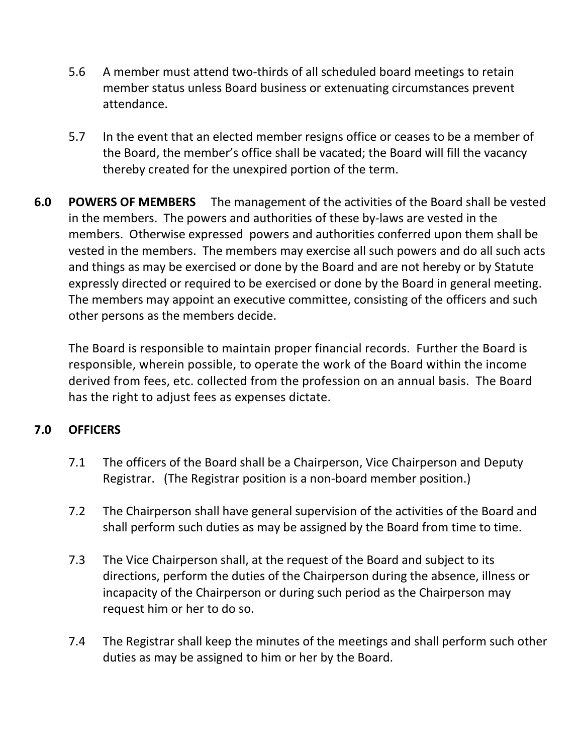5.6 A member must attend two-thirds of all scheduled board meetings to retain member status unless Board business or extenuating circumstances prevent attendance.

5.7 In the event that an elected member resigns office or ceases to be a member of the Board, the member's office shall be vacated; the Board will fill the vacancy thereby created for the unexpired portion of the term.

**6.0 POWERS OF MEMBERS** The management of the activities of the Board shall be vested in the members. The powers and authorities of these by-laws are vested in the members. Otherwise expressed powers and authorities conferred upon them shall be vested in the members. The members may exercise all such powers and do all such acts and things as may be exercised or done by the Board and are not hereby or by Statute expressly directed or required to be exercised or done by the Board in general meeting. The members may appoint an executive committee, consisting of the officers and such other persons as the members decide.

The Board is responsible to maintain proper financial records. Further the Board is responsible, wherein possible, to operate the work of the Board within the income derived from fees, etc. collected from the profession on an annual basis. The Board has the right to adjust fees as expenses dictate.

**7.0 OFFICERS**

7.1 The officers of the Board shall be a Chairperson, Vice Chairperson and Deputy Registrar. (The Registrar position is a non-board member position.)

7.2 The Chairperson shall have general supervision of the activities of the Board and shall perform such duties as may be assigned by the Board from time to time.

7.3 The Vice Chairperson shall, at the request of the Board and subject to its directions, perform the duties of the Chairperson during the absence, illness or incapacity of the Chairperson or during such period as the Chairperson may request him or her to do so.

7.4 The Registrar shall keep the minutes of the meetings and shall perform such other duties as may be assigned to him or her by the Board.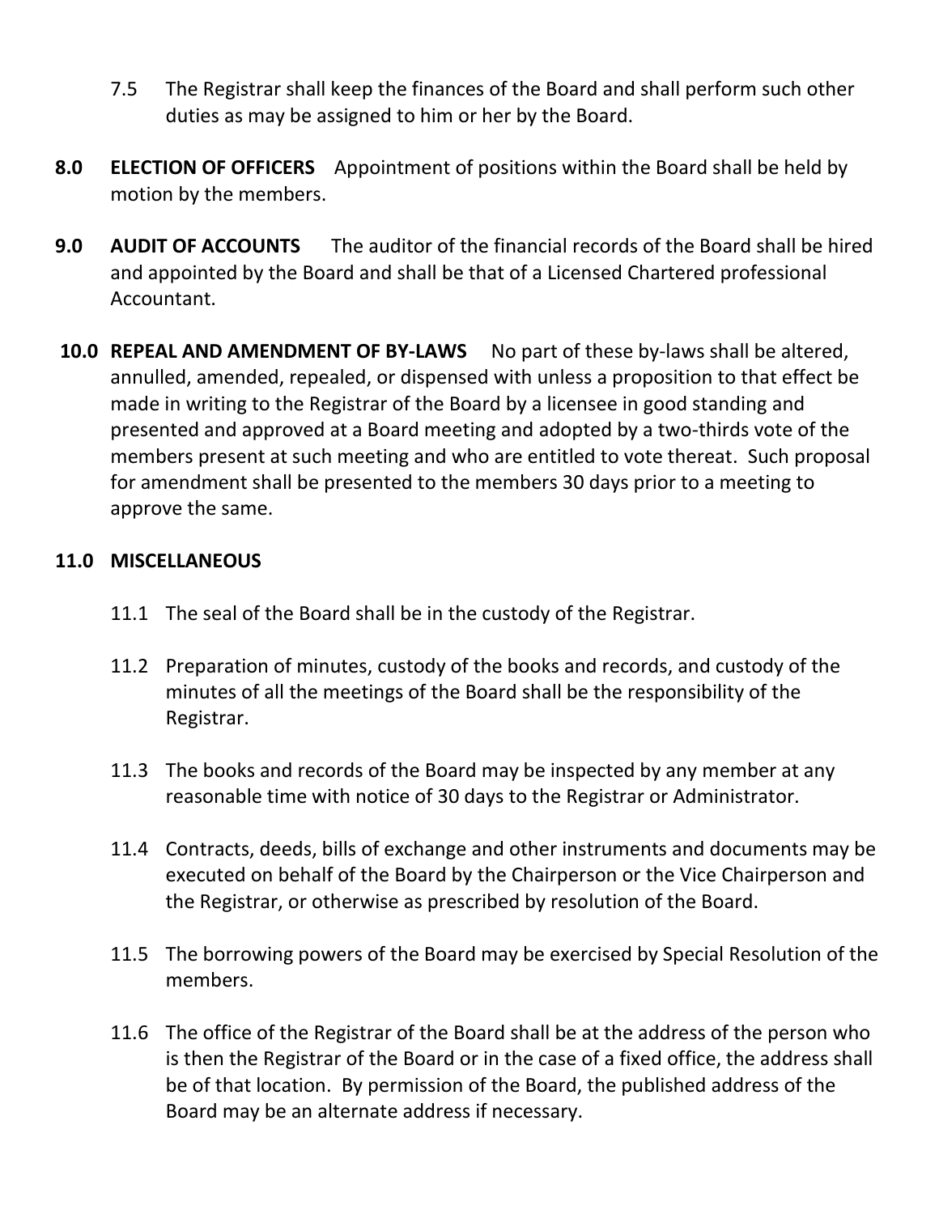7.5 The Registrar shall keep the finances of the Board and shall perform such other duties as may be assigned to him or her by the Board.

**8.0 ELECTION OF OFFICERS** Appointment of positions within the Board shall be held by motion by the members.

**9.0 AUDIT OF ACCOUNTS** The auditor of the financial records of the Board shall be hired and appointed by the Board and shall be that of a Licensed Chartered professional Accountant.

**10.0 REPEAL AND AMENDMENT OF BY-LAWS** No part of these by-laws shall be altered, annulled, amended, repealed, or dispensed with unless a proposition to that effect be made in writing to the Registrar of the Board by a licensee in good standing and presented and approved at a Board meeting and adopted by a two-thirds vote of the members present at such meeting and who are entitled to vote thereat. Such proposal for amendment shall be presented to the members 30 days prior to a meeting to approve the same.

**11.0 MISCELLANEOUS**

11.1 The seal of the Board shall be in the custody of the Registrar.

11.2 Preparation of minutes, custody of the books and records, and custody of the minutes of all the meetings of the Board shall be the responsibility of the Registrar.

11.3 The books and records of the Board may be inspected by any member at any reasonable time with notice of 30 days to the Registrar or Administrator.

11.4 Contracts, deeds, bills of exchange and other instruments and documents may be executed on behalf of the Board by the Chairperson or the Vice Chairperson and the Registrar, or otherwise as prescribed by resolution of the Board.

11.5 The borrowing powers of the Board may be exercised by Special Resolution of the members.

11.6 The office of the Registrar of the Board shall be at the address of the person who is then the Registrar of the Board or in the case of a fixed office, the address shall be of that location. By permission of the Board, the published address of the Board may be an alternate address if necessary.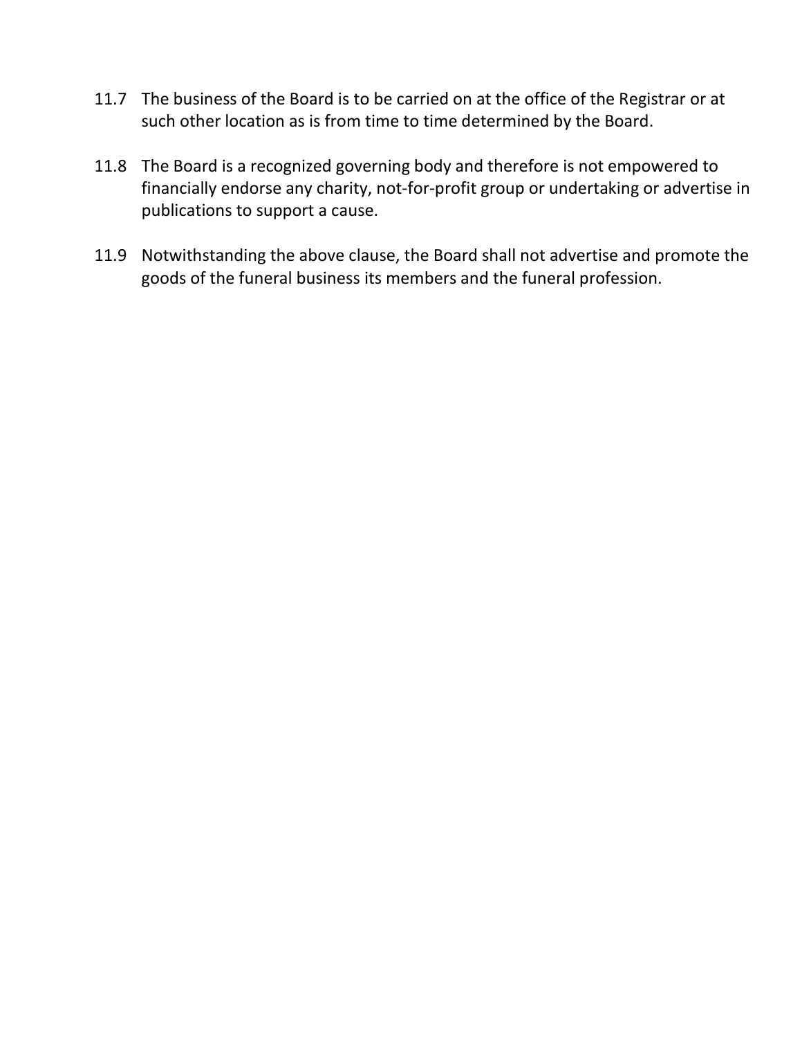11.7 The business of the Board is to be carried on at the office of the Registrar or at such other location as is from time to time determined by the Board.

11.8 The Board is a recognized governing body and therefore is not empowered to financially endorse any charity, not-for-profit group or undertaking or advertise in publications to support a cause.

11.9 Notwithstanding the above clause, the Board shall not advertise and promote the goods of the funeral business its members and the funeral profession.